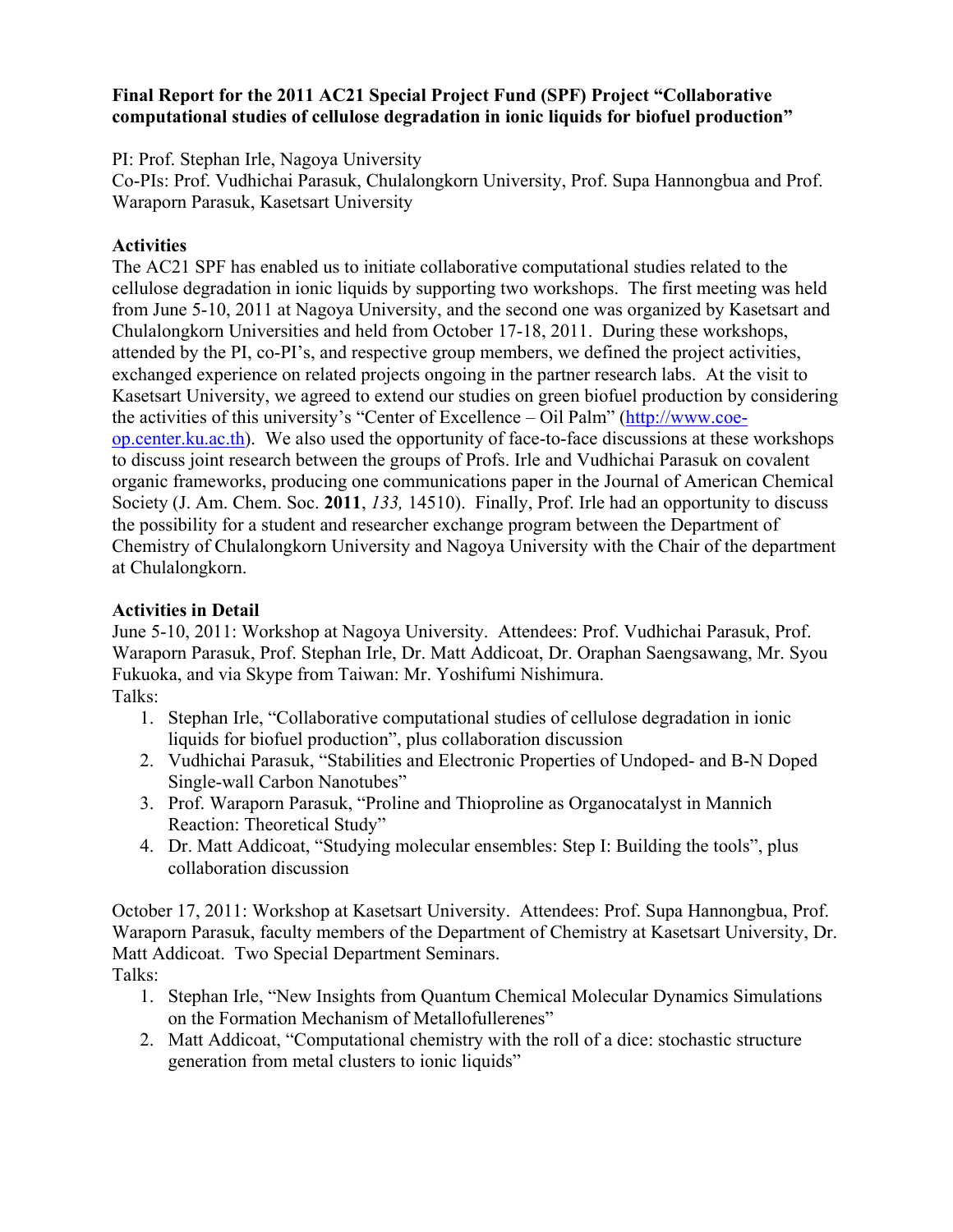**Final Report for the 2011 AC21 Special Project Fund (SPF) Project "Collaborative computational studies of cellulose degradation in ionic liquids for biofuel production"**

PI: Prof. Stephan Irle, Nagoya University
Co-PIs: Prof. Vudhichai Parasuk, Chulalongkorn University, Prof. Supa Hannongbua and Prof. Waraporn Parasuk, Kasetsart University

**Activities**

The AC21 SPF has enabled us to initiate collaborative computational studies related to the cellulose degradation in ionic liquids by supporting two workshops. The first meeting was held from June 5-10, 2011 at Nagoya University, and the second one was organized by Kasetsart and Chulalongkorn Universities and held from October 17-18, 2011. During these workshops, attended by the PI, co-PI's, and respective group members, we defined the project activities, exchanged experience on related projects ongoing in the partner research labs. At the visit to Kasetsart University, we agreed to extend our studies on green biofuel production by considering the activities of this university's "Center of Excellence – Oil Palm" (http://www.coe-op.center.ku.ac.th). We also used the opportunity of face-to-face discussions at these workshops to discuss joint research between the groups of Profs. Irle and Vudhichai Parasuk on covalent organic frameworks, producing one communications paper in the Journal of American Chemical Society (J. Am. Chem. Soc. **2011**, *133,* 14510). Finally, Prof. Irle had an opportunity to discuss the possibility for a student and researcher exchange program between the Department of Chemistry of Chulalongkorn University and Nagoya University with the Chair of the department at Chulalongkorn.

**Activities in Detail**

June 5-10, 2011: Workshop at Nagoya University. Attendees: Prof. Vudhichai Parasuk, Prof. Waraporn Parasuk, Prof. Stephan Irle, Dr. Matt Addicoat, Dr. Oraphan Saengsawang, Mr. Syou Fukuoka, and via Skype from Taiwan: Mr. Yoshifumi Nishimura.
Talks:

1. Stephan Irle, "Collaborative computational studies of cellulose degradation in ionic liquids for biofuel production", plus collaboration discussion
2. Vudhichai Parasuk, "Stabilities and Electronic Properties of Undoped- and B-N Doped Single-wall Carbon Nanotubes"
3. Prof. Waraporn Parasuk, "Proline and Thioproline as Organocatalyst in Mannich Reaction: Theoretical Study"
4. Dr. Matt Addicoat, "Studying molecular ensembles: Step I: Building the tools", plus collaboration discussion

October 17, 2011: Workshop at Kasetsart University. Attendees: Prof. Supa Hannongbua, Prof. Waraporn Parasuk, faculty members of the Department of Chemistry at Kasetsart University, Dr. Matt Addicoat. Two Special Department Seminars.
Talks:

1. Stephan Irle, "New Insights from Quantum Chemical Molecular Dynamics Simulations on the Formation Mechanism of Metallofullerenes"
2. Matt Addicoat, "Computational chemistry with the roll of a dice: stochastic structure generation from metal clusters to ionic liquids"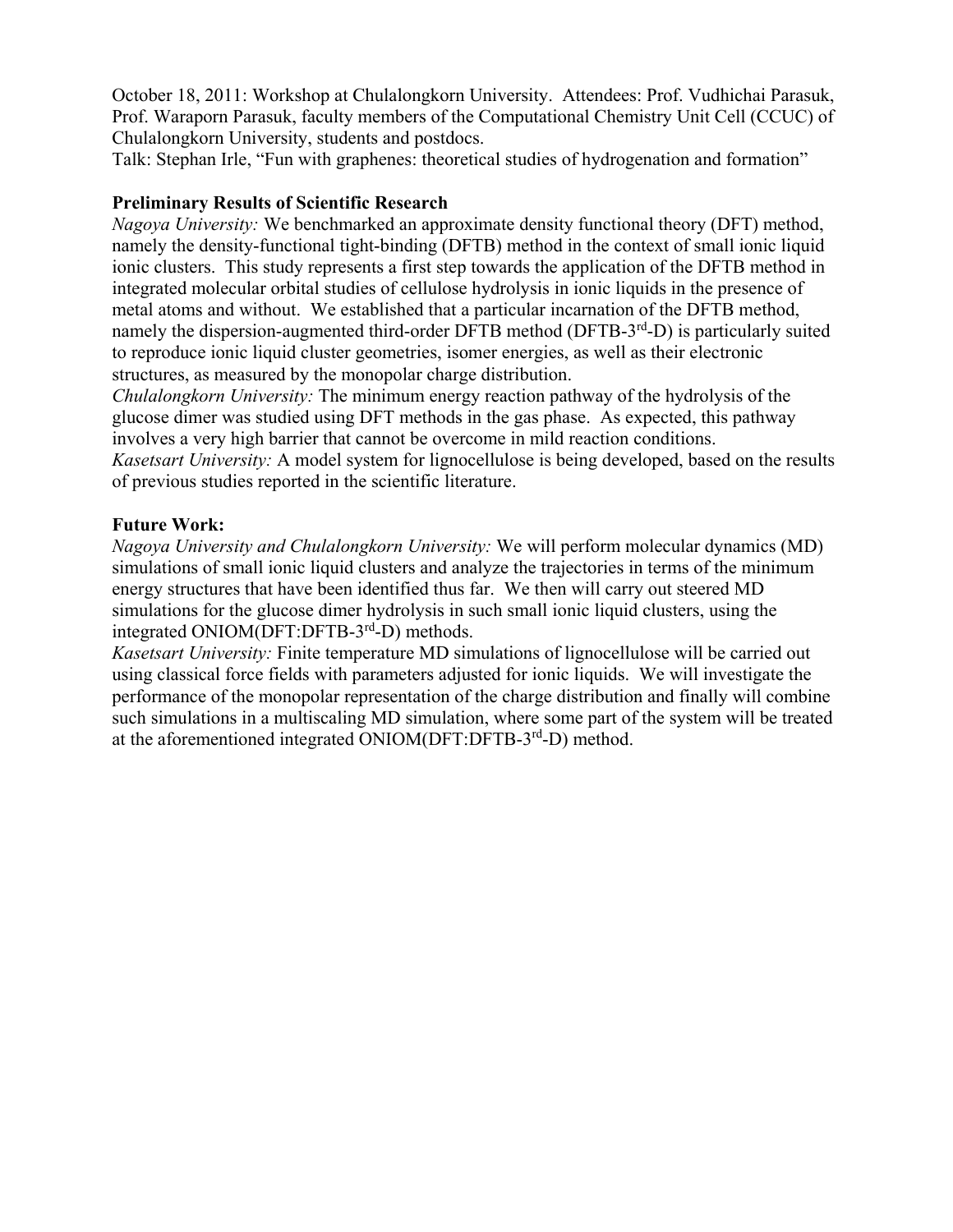October 18, 2011: Workshop at Chulalongkorn University. Attendees: Prof. Vudhichai Parasuk, Prof. Waraporn Parasuk, faculty members of the Computational Chemistry Unit Cell (CCUC) of Chulalongkorn University, students and postdocs.
Talk: Stephan Irle, "Fun with graphenes: theoretical studies of hydrogenation and formation"

**Preliminary Results of Scientific Research**

*Nagoya University:* We benchmarked an approximate density functional theory (DFT) method, namely the density-functional tight-binding (DFTB) method in the context of small ionic liquid ionic clusters. This study represents a first step towards the application of the DFTB method in integrated molecular orbital studies of cellulose hydrolysis in ionic liquids in the presence of metal atoms and without. We established that a particular incarnation of the DFTB method, namely the dispersion-augmented third-order DFTB method (DFTB-3$^{rd}$-D) is particularly suited to reproduce ionic liquid cluster geometries, isomer energies, as well as their electronic structures, as measured by the monopolar charge distribution.
*Chulalongkorn University:* The minimum energy reaction pathway of the hydrolysis of the glucose dimer was studied using DFT methods in the gas phase. As expected, this pathway involves a very high barrier that cannot be overcome in mild reaction conditions.
*Kasetsart University:* A model system for lignocellulose is being developed, based on the results of previous studies reported in the scientific literature.

**Future Work:**

*Nagoya University and Chulalongkorn University:* We will perform molecular dynamics (MD) simulations of small ionic liquid clusters and analyze the trajectories in terms of the minimum energy structures that have been identified thus far. We then will carry out steered MD simulations for the glucose dimer hydrolysis in such small ionic liquid clusters, using the integrated ONIOM(DFT:DFTB-3$^{rd}$-D) methods.
*Kasetsart University:* Finite temperature MD simulations of lignocellulose will be carried out using classical force fields with parameters adjusted for ionic liquids. We will investigate the performance of the monopolar representation of the charge distribution and finally will combine such simulations in a multiscaling MD simulation, where some part of the system will be treated at the aforementioned integrated ONIOM(DFT:DFTB-3$^{rd}$-D) method.